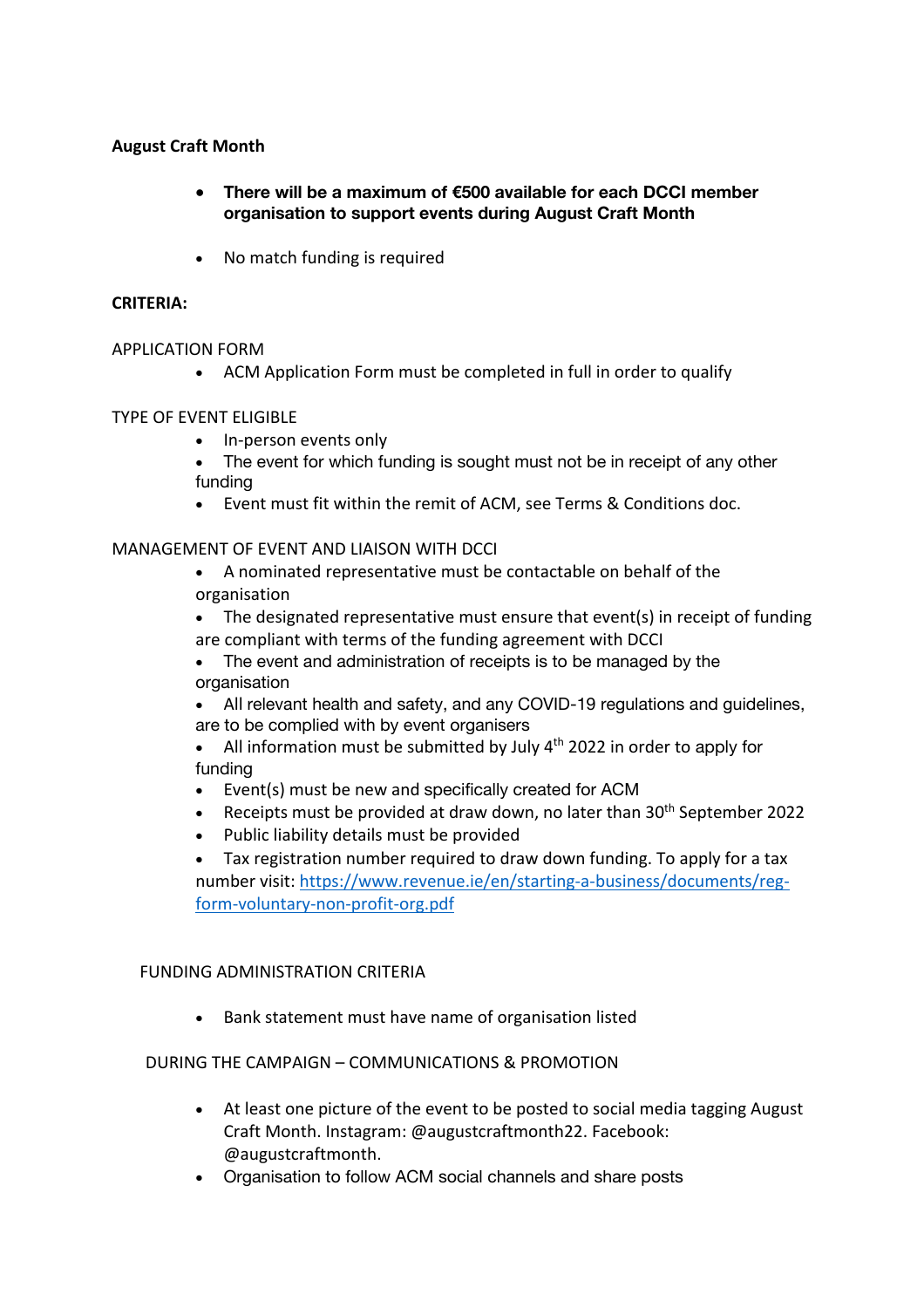**August Craft Month**

- **There will be a maximum of €500 available for each DCCI member organisation to support events during August Craft Month**

- No match funding is required

**CRITERIA:**

APPLICATION FORM

- ACM Application Form must be completed in full in order to qualify

TYPE OF EVENT ELIGIBLE

- In-person events only
- The event for which funding is sought must not be in receipt of any other funding
- Event must fit within the remit of ACM, see Terms & Conditions doc.

MANAGEMENT OF EVENT AND LIAISON WITH DCCI

- A nominated representative must be contactable on behalf of the organisation
- The designated representative must ensure that event(s) in receipt of funding are compliant with terms of the funding agreement with DCCI
- The event and administration of receipts is to be managed by the organisation
- All relevant health and safety, and any COVID-19 regulations and guidelines, are to be complied with by event organisers
- All information must be submitted by July 4th 2022 in order to apply for funding
- Event(s) must be new and specifically created for ACM
- Receipts must be provided at draw down, no later than 30th September 2022
- Public liability details must be provided
- Tax registration number required to draw down funding. To apply for a tax number visit: [https://www.revenue.ie/en/starting-a-business/documents/reg-form-voluntary-non-profit-org.pdf](https://www.revenue.ie/en/starting-a-business/documents/reg-form-voluntary-non-profit-org.pdf)

FUNDING ADMINISTRATION CRITERIA

- Bank statement must have name of organisation listed

DURING THE CAMPAIGN – COMMUNICATIONS & PROMOTION

- At least one picture of the event to be posted to social media tagging August Craft Month. Instagram: @augustcraftmonth22. Facebook: @augustcraftmonth.
- Organisation to follow ACM social channels and share posts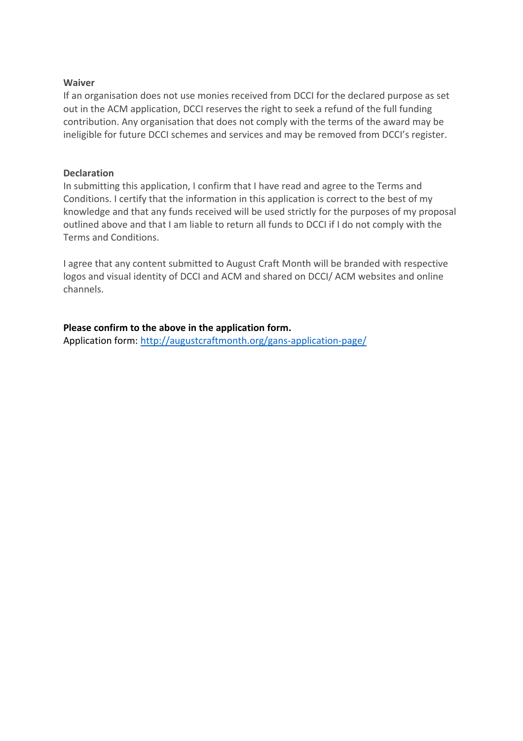**Waiver**

If an organisation does not use monies received from DCCI for the declared purpose as set out in the ACM application, DCCI reserves the right to seek a refund of the full funding contribution. Any organisation that does not comply with the terms of the award may be ineligible for future DCCI schemes and services and may be removed from DCCI's register.

**Declaration**

In submitting this application, I confirm that I have read and agree to the Terms and Conditions. I certify that the information in this application is correct to the best of my knowledge and that any funds received will be used strictly for the purposes of my proposal outlined above and that I am liable to return all funds to DCCI if I do not comply with the Terms and Conditions.

I agree that any content submitted to August Craft Month will be branded with respective logos and visual identity of DCCI and ACM and shared on DCCI/ ACM websites and online channels.

**Please confirm to the above in the application form.**

Application form: [http://augustcraftmonth.org/gans-application-page/](http://augustcraftmonth.org/gans-application-page/)